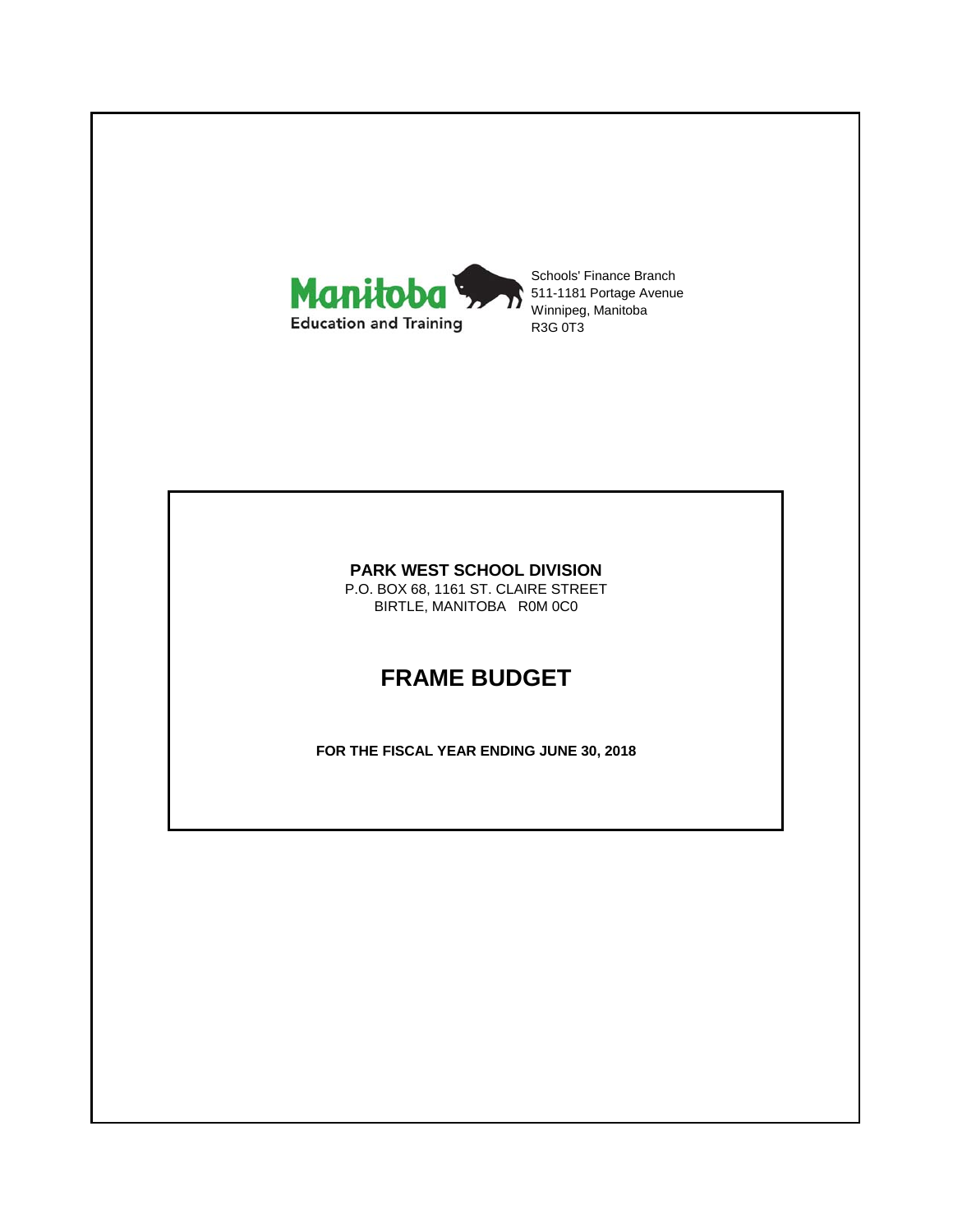Manitoba Education and Training

Schools' Finance Branch
511-1181 Portage Avenue
Winnipeg, Manitoba
R3G 0T3

**PARK WEST SCHOOL DIVISION**
P.O. BOX 68, 1161 ST. CLAIRE STREET
BIRTLE, MANITOBA R0M 0C0

# FRAME BUDGET

**FOR THE FISCAL YEAR ENDING JUNE 30, 2018**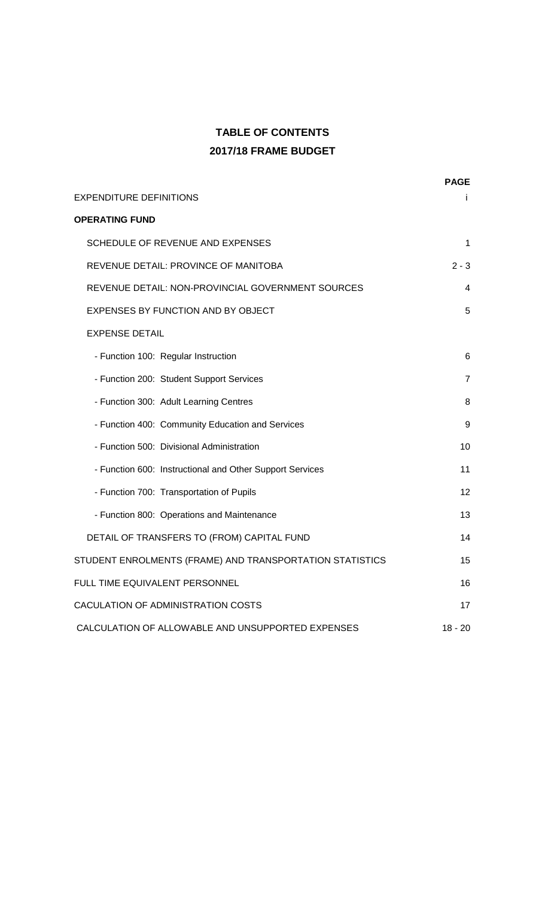# TABLE OF CONTENTS

## 2017/18 FRAME BUDGET

| | PAGE |
|---|---|
| EXPENDITURE DEFINITIONS | i |
| **OPERATING FUND** | |
| SCHEDULE OF REVENUE AND EXPENSES | 1 |
| REVENUE DETAIL: PROVINCE OF MANITOBA | 2 - 3 |
| REVENUE DETAIL: NON-PROVINCIAL GOVERNMENT SOURCES | 4 |
| EXPENSES BY FUNCTION AND BY OBJECT | 5 |
| EXPENSE DETAIL | |
| - Function 100: Regular Instruction | 6 |
| - Function 200: Student Support Services | 7 |
| - Function 300: Adult Learning Centres | 8 |
| - Function 400: Community Education and Services | 9 |
| - Function 500: Divisional Administration | 10 |
| - Function 600: Instructional and Other Support Services | 11 |
| - Function 700: Transportation of Pupils | 12 |
| - Function 800: Operations and Maintenance | 13 |
| DETAIL OF TRANSFERS TO (FROM) CAPITAL FUND | 14 |
| STUDENT ENROLMENTS (FRAME) AND TRANSPORTATION STATISTICS | 15 |
| FULL TIME EQUIVALENT PERSONNEL | 16 |
| CACULATION OF ADMINISTRATION COSTS | 17 |
| CALCULATION OF ALLOWABLE AND UNSUPPORTED EXPENSES | 18 - 20 |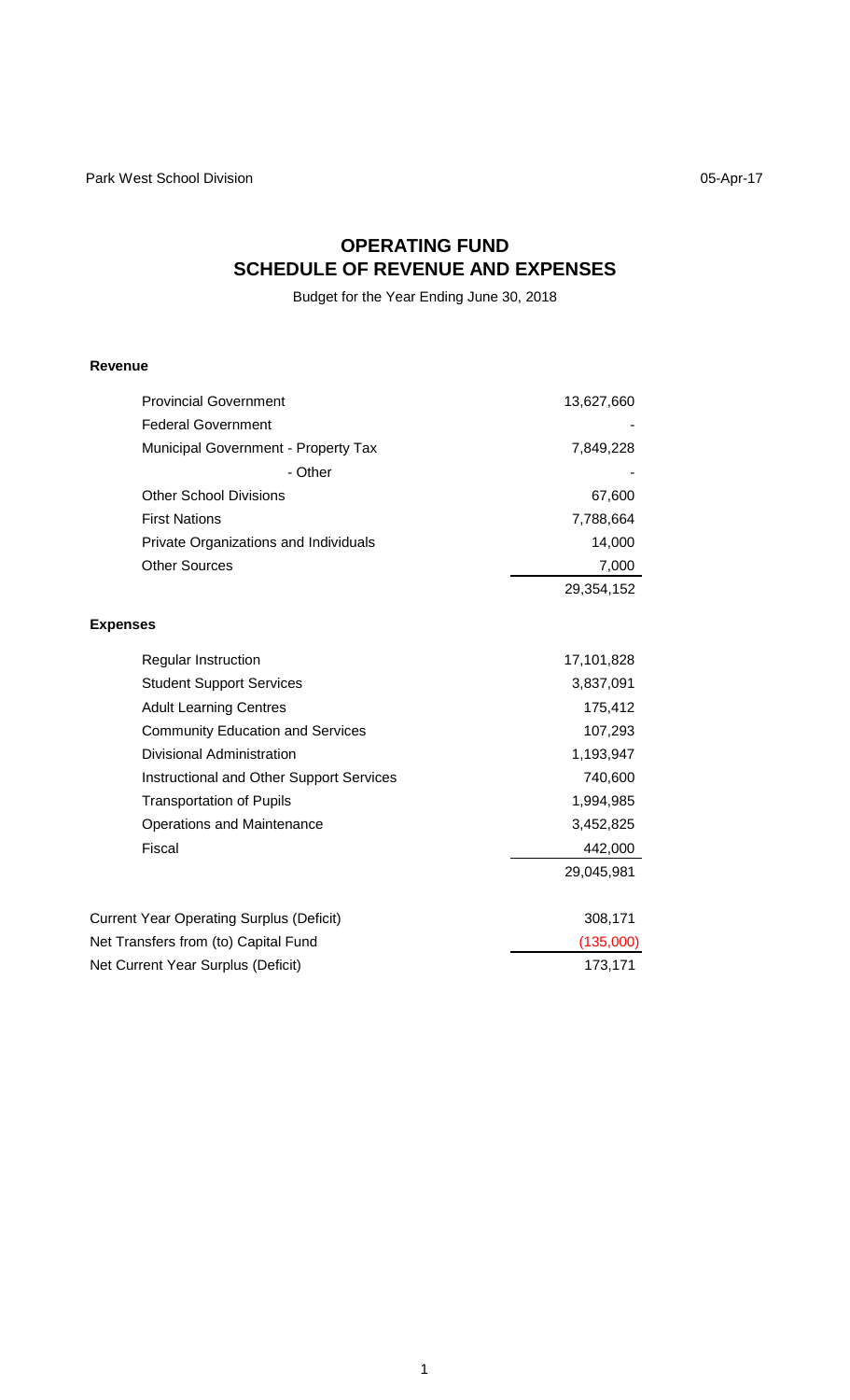Park West School Division 05-Apr-17

# OPERATING FUND
# SCHEDULE OF REVENUE AND EXPENSES

Budget for the Year Ending June 30, 2018

| | |
|---|---:|
| **Revenue** | |
| Provincial Government | 13,627,660 |
| Federal Government | - |
| Municipal Government - Property Tax | 7,849,228 |
| - Other | - |
| Other School Divisions | 67,600 |
| First Nations | 7,788,664 |
| Private Organizations and Individuals | 14,000 |
| Other Sources | 7,000 |
| | 29,354,152 |
| **Expenses** | |
| Regular Instruction | 17,101,828 |
| Student Support Services | 3,837,091 |
| Adult Learning Centres | 175,412 |
| Community Education and Services | 107,293 |
| Divisional Administration | 1,193,947 |
| Instructional and Other Support Services | 740,600 |
| Transportation of Pupils | 1,994,985 |
| Operations and Maintenance | 3,452,825 |
| Fiscal | 442,000 |
| | 29,045,981 |
| Current Year Operating Surplus (Deficit) | 308,171 |
| Net Transfers from (to) Capital Fund | (135,000) |
| Net Current Year Surplus (Deficit) | 173,171 |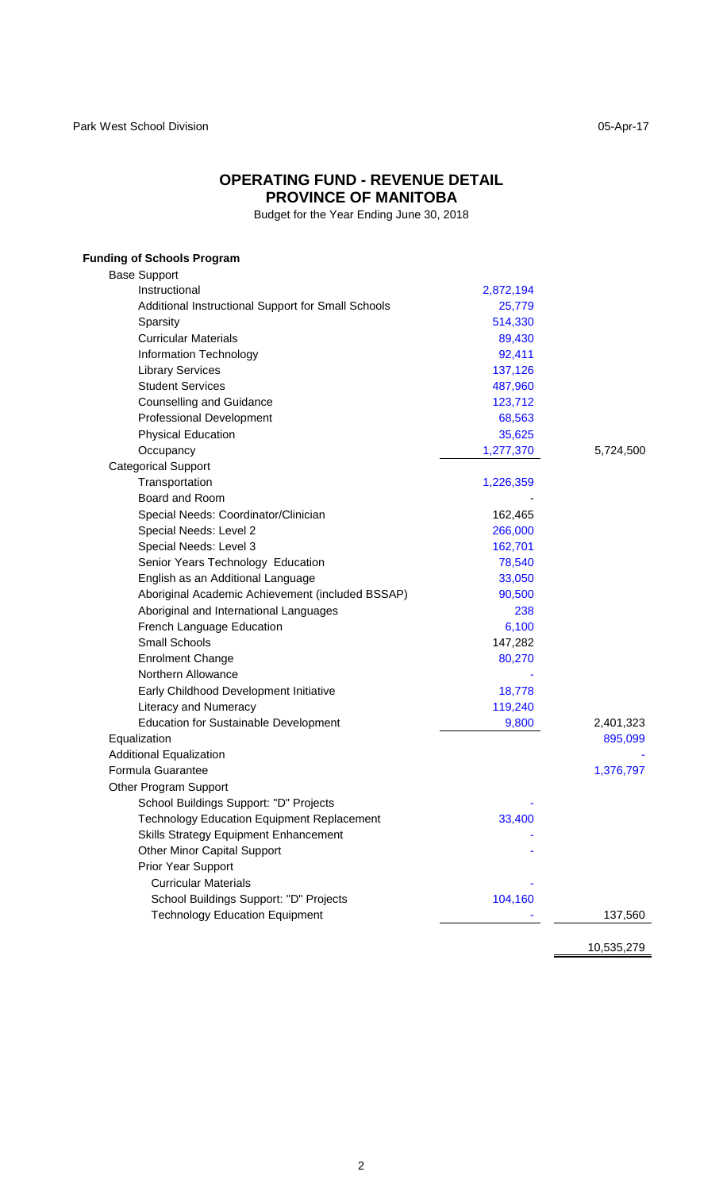Park West School Division 05-Apr-17

## OPERATING FUND - REVENUE DETAIL
## PROVINCE OF MANITOBA

Budget for the Year Ending June 30, 2018

| Funding of Schools Program | | |
|---|---|---|
| Base Support | | |
| Instructional | 2,872,194 | |
| Additional Instructional Support for Small Schools | 25,779 | |
| Sparsity | 514,330 | |
| Curricular Materials | 89,430 | |
| Information Technology | 92,411 | |
| Library Services | 137,126 | |
| Student Services | 487,960 | |
| Counselling and Guidance | 123,712 | |
| Professional Development | 68,563 | |
| Physical Education | 35,625 | |
| Occupancy | 1,277,370 | 5,724,500 |
| Categorical Support | | |
| Transportation | 1,226,359 | |
| Board and Room | - | |
| Special Needs: Coordinator/Clinician | 162,465 | |
| Special Needs: Level 2 | 266,000 | |
| Special Needs: Level 3 | 162,701 | |
| Senior Years Technology Education | 78,540 | |
| English as an Additional Language | 33,050 | |
| Aboriginal Academic Achievement (included BSSAP) | 90,500 | |
| Aboriginal and International Languages | 238 | |
| French Language Education | 6,100 | |
| Small Schools | 147,282 | |
| Enrolment Change | 80,270 | |
| Northern Allowance | - | |
| Early Childhood Development Initiative | 18,778 | |
| Literacy and Numeracy | 119,240 | |
| Education for Sustainable Development | 9,800 | 2,401,323 |
| Equalization | | 895,099 |
| Additional Equalization | | - |
| Formula Guarantee | | 1,376,797 |
| Other Program Support | | |
| School Buildings Support: "D" Projects | - | |
| Technology Education Equipment Replacement | 33,400 | |
| Skills Strategy Equipment Enhancement | - | |
| Other Minor Capital Support | - | |
| Prior Year Support | | |
| Curricular Materials | - | |
| School Buildings Support: "D" Projects | 104,160 | |
| Technology Education Equipment | - | 137,560 |
| | | 10,535,279 |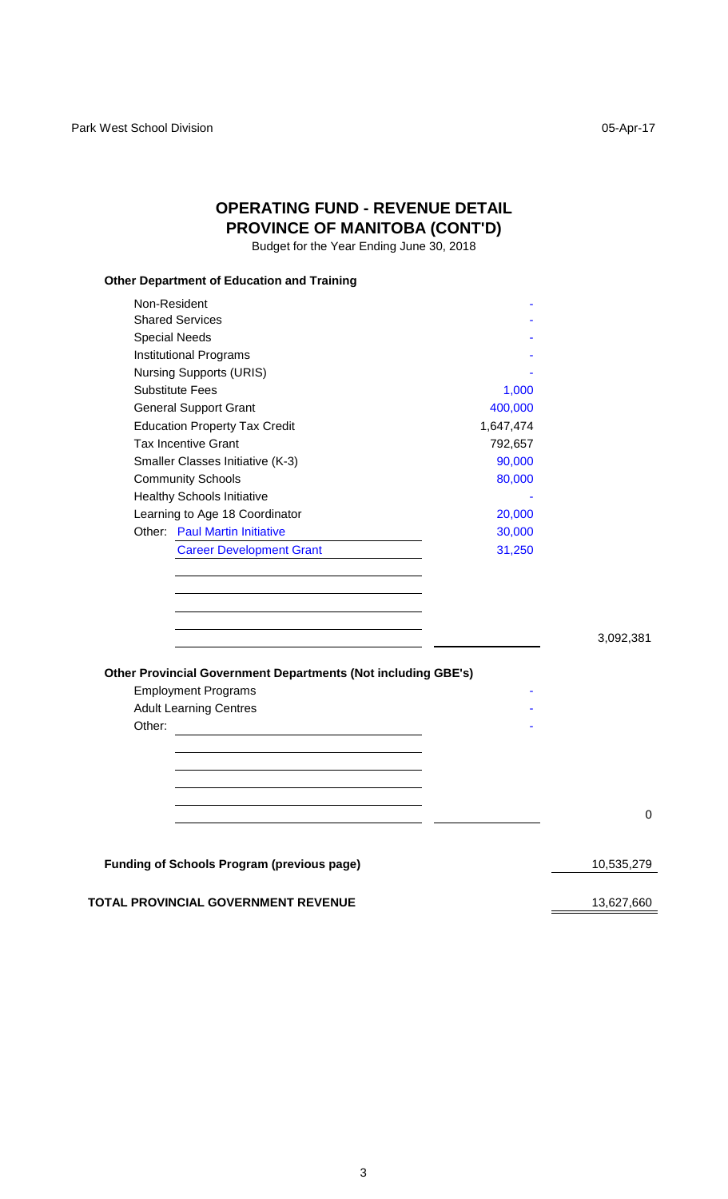# OPERATING FUND - REVENUE DETAIL
## PROVINCE OF MANITOBA (CONT'D)

Budget for the Year Ending June 30, 2018

**Other Department of Education and Training**

| | | |
|---|---|---|
| Non-Resident | - | |
| Shared Services | - | |
| Special Needs | - | |
| Institutional Programs | - | |
| Nursing Supports (URIS) | - | |
| Substitute Fees | 1,000 | |
| General Support Grant | 400,000 | |
| Education Property Tax Credit | 1,647,474 | |
| Tax Incentive Grant | 792,657 | |
| Smaller Classes Initiative (K-3) | 90,000 | |
| Community Schools | 80,000 | |
| Healthy Schools Initiative | - | |
| Learning to Age 18 Coordinator | 20,000 | |
| Other: Paul Martin Initiative | 30,000 | |
| Career Development Grant | 31,250 | |
| | | 3,092,381 |

**Other Provincial Government Departments (Not including GBE's)**

| | | |
|---|---|---|
| Employment Programs | - | |
| Adult Learning Centres | - | |
| Other: | - | |
| | | 0 |

| | |
|---|---|
| **Funding of Schools Program (previous page)** | 10,535,279 |
| **TOTAL PROVINCIAL GOVERNMENT REVENUE** | 13,627,660 |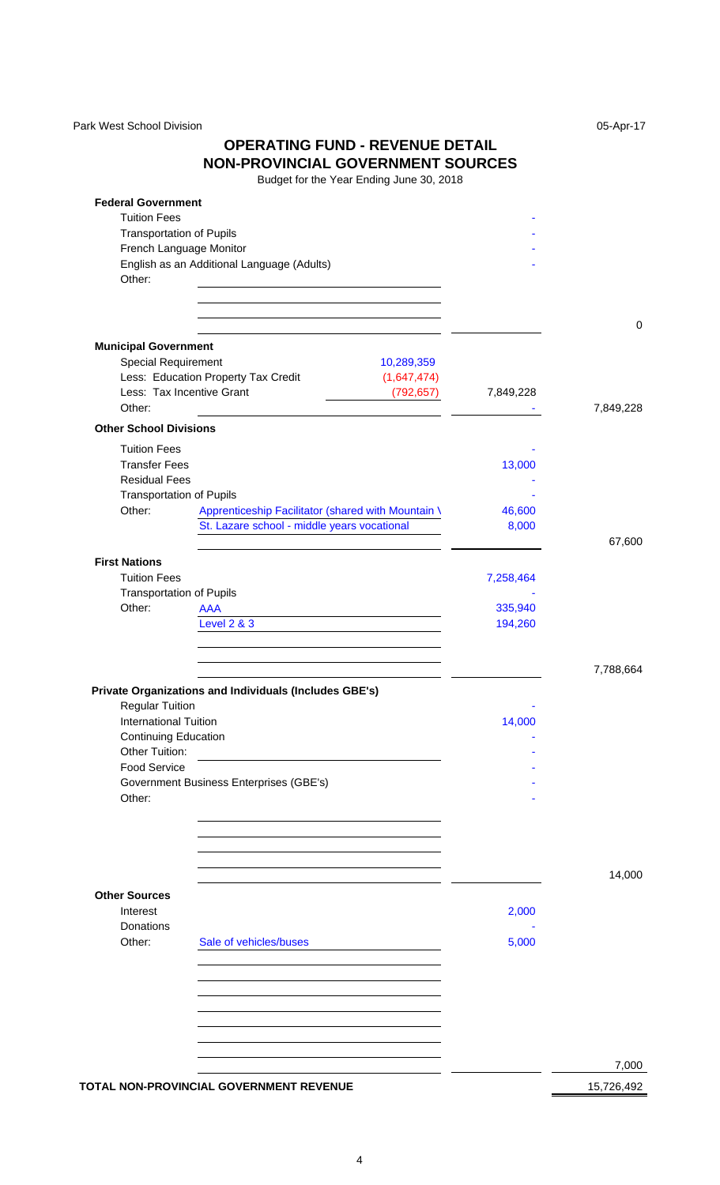Park West School Division 05-Apr-17

## OPERATING FUND - REVENUE DETAIL
## NON-PROVINCIAL GOVERNMENT SOURCES

Budget for the Year Ending June 30, 2018

| | | | |
|---|---|---|---|
| **Federal Government** | | | |
| Tuition Fees | | - | |
| Transportation of Pupils | | - | |
| French Language Monitor | | - | |
| English as an Additional Language (Adults) | | - | |
| Other: | | | |
| | | | 0 |
| **Municipal Government** | | | |
| Special Requirement | 10,289,359 | | |
| Less: Education Property Tax Credit | (1,647,474) | | |
| Less: Tax Incentive Grant | (792,657) | 7,849,228 | |
| Other: | | - | 7,849,228 |
| **Other School Divisions** | | | |
| Tuition Fees | | - | |
| Transfer Fees | | 13,000 | |
| Residual Fees | | - | |
| Transportation of Pupils | | - | |
| Other: Apprenticeship Facilitator (shared with Mountain \ | | 46,600 | |
| St. Lazare school - middle years vocational | | 8,000 | |
| | | | 67,600 |
| **First Nations** | | | |
| Tuition Fees | | 7,258,464 | |
| Transportation of Pupils | | - | |
| Other: AAA | | 335,940 | |
| Level 2 & 3 | | 194,260 | |
| | | | 7,788,664 |
| **Private Organizations and Individuals (Includes GBE's)** | | | |
| Regular Tuition | | - | |
| International Tuition | | 14,000 | |
| Continuing Education | | - | |
| Other Tuition: | | - | |
| Food Service | | - | |
| Government Business Enterprises (GBE's) | | - | |
| Other: | | - | |
| | | | 14,000 |
| **Other Sources** | | | |
| Interest | | 2,000 | |
| Donations | | - | |
| Other: Sale of vehicles/buses | | 5,000 | |
| | | | 7,000 |
| **TOTAL NON-PROVINCIAL GOVERNMENT REVENUE** | | | 15,726,492 |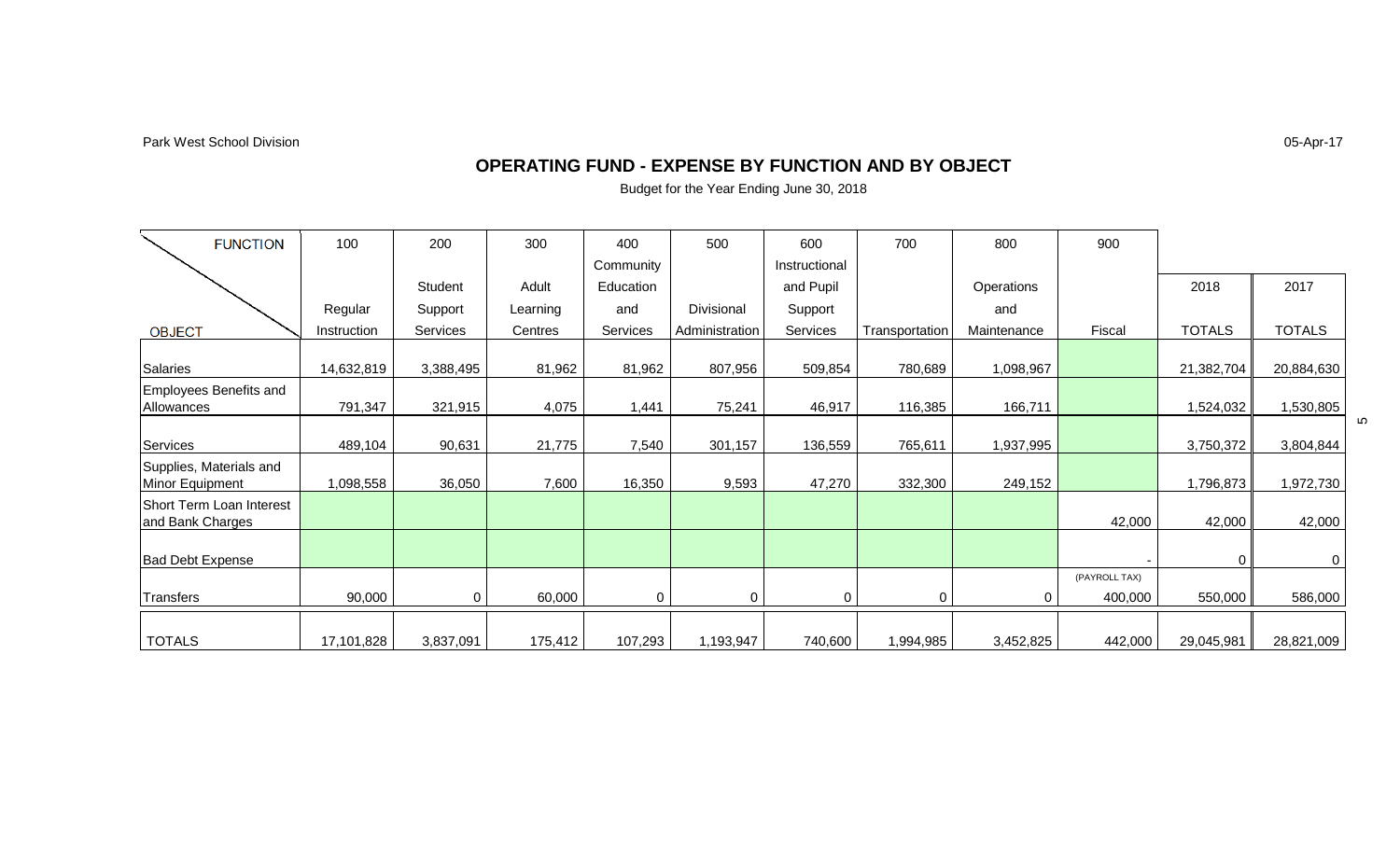Park West School Division

05-Apr-17

## OPERATING FUND - EXPENSE BY FUNCTION AND BY OBJECT

Budget for the Year Ending June 30, 2018

| FUNCTION / OBJECT | 100 Regular Instruction | 200 Student Support Services | 300 Adult Learning Centres | 400 Community Education and Services | 500 Divisional Administration | 600 Instructional and Pupil Support Services | 700 Transportation | 800 Operations and Maintenance | 900 Fiscal | 2018 TOTALS | 2017 TOTALS |
|---|---|---|---|---|---|---|---|---|---|---|---|
| Salaries | 14,632,819 | 3,388,495 | 81,962 | 81,962 | 807,956 | 509,854 | 780,689 | 1,098,967 | | 21,382,704 | 20,884,630 |
| Employees Benefits and Allowances | 791,347 | 321,915 | 4,075 | 1,441 | 75,241 | 46,917 | 116,385 | 166,711 | | 1,524,032 | 1,530,805 |
| Services | 489,104 | 90,631 | 21,775 | 7,540 | 301,157 | 136,559 | 765,611 | 1,937,995 | | 3,750,372 | 3,804,844 |
| Supplies, Materials and Minor Equipment | 1,098,558 | 36,050 | 7,600 | 16,350 | 9,593 | 47,270 | 332,300 | 249,152 | | 1,796,873 | 1,972,730 |
| Short Term Loan Interest and Bank Charges | | | | | | | | | 42,000 | 42,000 | 42,000 |
| Bad Debt Expense | | | | | | | | | - | 0 | 0 |
| Transfers | 90,000 | 0 | 60,000 | 0 | 0 | 0 | 0 | 0 | (PAYROLL TAX) 400,000 | 550,000 | 586,000 |
| TOTALS | 17,101,828 | 3,837,091 | 175,412 | 107,293 | 1,193,947 | 740,600 | 1,994,985 | 3,452,825 | 442,000 | 29,045,981 | 28,821,009 |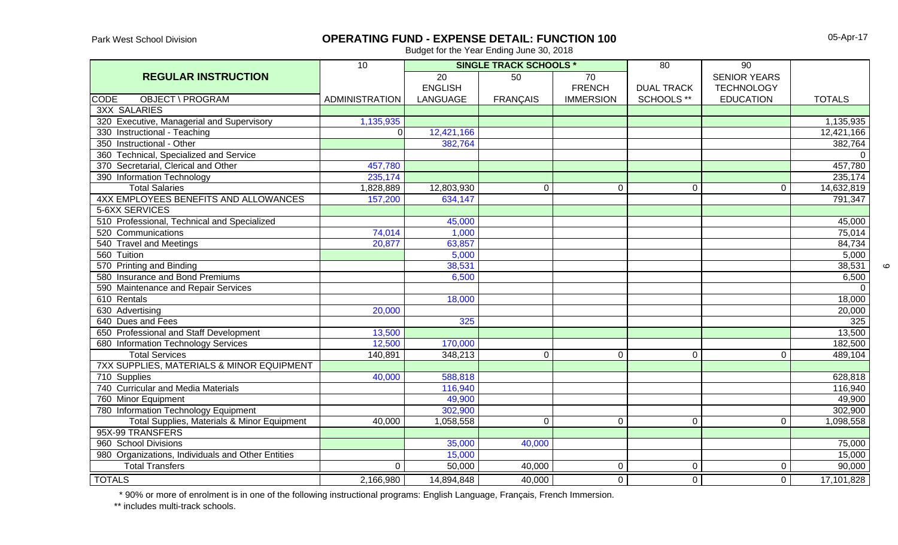Park West School Division

# OPERATING FUND - EXPENSE DETAIL: FUNCTION 100

Budget for the Year Ending June 30, 2018

05-Apr-17

| REGULAR INSTRUCTION | 10 | SINGLE TRACK SCHOOLS * | | | 80 | 90 | |
|---|---|---|---|---|---|---|---|
| | | 20 | 50 | 70 | | SENIOR YEARS | |
| | | ENGLISH | | FRENCH | DUAL TRACK | TECHNOLOGY | |
| CODE OBJECT \ PROGRAM | ADMINISTRATION | LANGUAGE | FRANÇAIS | IMMERSION | SCHOOLS ** | EDUCATION | TOTALS |
| 3XX SALARIES | | | | | | | |
| 320 Executive, Managerial and Supervisory | 1,135,935 | | | | | | 1,135,935 |
| 330 Instructional - Teaching | 0 | 12,421,166 | | | | | 12,421,166 |
| 350 Instructional - Other | | 382,764 | | | | | 382,764 |
| 360 Technical, Specialized and Service | | | | | | | 0 |
| 370 Secretarial, Clerical and Other | 457,780 | | | | | | 457,780 |
| 390 Information Technology | 235,174 | | | | | | 235,174 |
| Total Salaries | 1,828,889 | 12,803,930 | 0 | 0 | 0 | 0 | 14,632,819 |
| 4XX EMPLOYEES BENEFITS AND ALLOWANCES | 157,200 | 634,147 | | | | | 791,347 |
| 5-6XX SERVICES | | | | | | | |
| 510 Professional, Technical and Specialized | | 45,000 | | | | | 45,000 |
| 520 Communications | 74,014 | 1,000 | | | | | 75,014 |
| 540 Travel and Meetings | 20,877 | 63,857 | | | | | 84,734 |
| 560 Tuition | | 5,000 | | | | | 5,000 |
| 570 Printing and Binding | | 38,531 | | | | | 38,531 |
| 580 Insurance and Bond Premiums | | 6,500 | | | | | 6,500 |
| 590 Maintenance and Repair Services | | | | | | | 0 |
| 610 Rentals | | 18,000 | | | | | 18,000 |
| 630 Advertising | 20,000 | | | | | | 20,000 |
| 640 Dues and Fees | | 325 | | | | | 325 |
| 650 Professional and Staff Development | 13,500 | | | | | | 13,500 |
| 680 Information Technology Services | 12,500 | 170,000 | | | | | 182,500 |
| Total Services | 140,891 | 348,213 | 0 | 0 | 0 | 0 | 489,104 |
| 7XX SUPPLIES, MATERIALS & MINOR EQUIPMENT | | | | | | | |
| 710 Supplies | 40,000 | 588,818 | | | | | 628,818 |
| 740 Curricular and Media Materials | | 116,940 | | | | | 116,940 |
| 760 Minor Equipment | | 49,900 | | | | | 49,900 |
| 780 Information Technology Equipment | | 302,900 | | | | | 302,900 |
| Total Supplies, Materials & Minor Equipment | 40,000 | 1,058,558 | 0 | 0 | 0 | 0 | 1,098,558 |
| 95X-99 TRANSFERS | | | | | | | |
| 960 School Divisions | | 35,000 | 40,000 | | | | 75,000 |
| 980 Organizations, Individuals and Other Entities | | 15,000 | | | | | 15,000 |
| Total Transfers | 0 | 50,000 | 40,000 | 0 | 0 | 0 | 90,000 |
| TOTALS | 2,166,980 | 14,894,848 | 40,000 | 0 | 0 | 0 | 17,101,828 |

* 90% or more of enrolment is in one of the following instructional programs: English Language, Français, French Immersion.

** includes multi-track schools.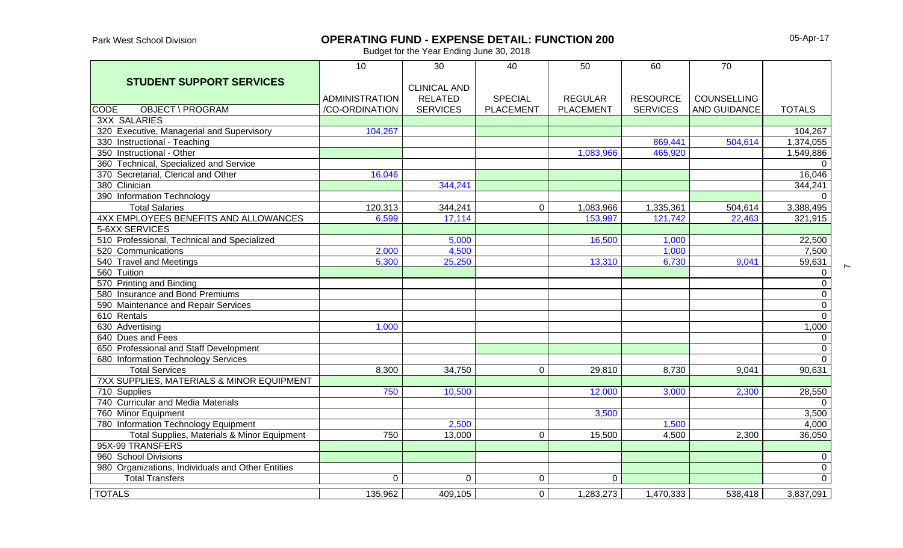Park West School Division

# OPERATING FUND - EXPENSE DETAIL: FUNCTION 200

Budget for the Year Ending June 30, 2018

05-Apr-17

| STUDENT SUPPORT SERVICES | 10 | 30 | 40 | 50 | 60 | 70 | |
|---|---|---|---|---|---|---|---|
| CODE OBJECT \ PROGRAM | ADMINISTRATION /CO-ORDINATION | CLINICAL AND RELATED SERVICES | SPECIAL PLACEMENT | REGULAR PLACEMENT | RESOURCE SERVICES | COUNSELLING AND GUIDANCE | TOTALS |
| 3XX SALARIES | | | | | | | |
| 320 Executive, Managerial and Supervisory | 104,267 | | | | | | 104,267 |
| 330 Instructional - Teaching | | | | | 869,441 | 504,614 | 1,374,055 |
| 350 Instructional - Other | | | | 1,083,966 | 465,920 | | 1,549,886 |
| 360 Technical, Specialized and Service | | | | | | | 0 |
| 370 Secretarial, Clerical and Other | 16,046 | | | | | | 16,046 |
| 380 Clinician | | 344,241 | | | | | 344,241 |
| 390 Information Technology | | | | | | | 0 |
| Total Salaries | 120,313 | 344,241 | 0 | 1,083,966 | 1,335,361 | 504,614 | 3,388,495 |
| 4XX EMPLOYEES BENEFITS AND ALLOWANCES | 6,599 | 17,114 | | 153,997 | 121,742 | 22,463 | 321,915 |
| 5-6XX SERVICES | | | | | | | |
| 510 Professional, Technical and Specialized | | 5,000 | | 16,500 | 1,000 | | 22,500 |
| 520 Communications | 2,000 | 4,500 | | | 1,000 | | 7,500 |
| 540 Travel and Meetings | 5,300 | 25,250 | | 13,310 | 6,730 | 9,041 | 59,631 |
| 560 Tuition | | | | | | | 0 |
| 570 Printing and Binding | | | | | | | 0 |
| 580 Insurance and Bond Premiums | | | | | | | 0 |
| 590 Maintenance and Repair Services | | | | | | | 0 |
| 610 Rentals | | | | | | | 0 |
| 630 Advertising | 1,000 | | | | | | 1,000 |
| 640 Dues and Fees | | | | | | | 0 |
| 650 Professional and Staff Development | | | | | | | 0 |
| 680 Information Technology Services | | | | | | | 0 |
| Total Services | 8,300 | 34,750 | 0 | 29,810 | 8,730 | 9,041 | 90,631 |
| 7XX SUPPLIES, MATERIALS & MINOR EQUIPMENT | | | | | | | |
| 710 Supplies | 750 | 10,500 | | 12,000 | 3,000 | 2,300 | 28,550 |
| 740 Curricular and Media Materials | | | | | | | 0 |
| 760 Minor Equipment | | | | 3,500 | | | 3,500 |
| 780 Information Technology Equipment | | 2,500 | | | 1,500 | | 4,000 |
| Total Supplies, Materials & Minor Equipment | 750 | 13,000 | 0 | 15,500 | 4,500 | 2,300 | 36,050 |
| 95X-99 TRANSFERS | | | | | | | |
| 960 School Divisions | | | | | | | 0 |
| 980 Organizations, Individuals and Other Entities | | | | | | | 0 |
| Total Transfers | 0 | 0 | 0 | 0 | | | 0 |
| TOTALS | 135,962 | 409,105 | 0 | 1,283,273 | 1,470,333 | 538,418 | 3,837,091 |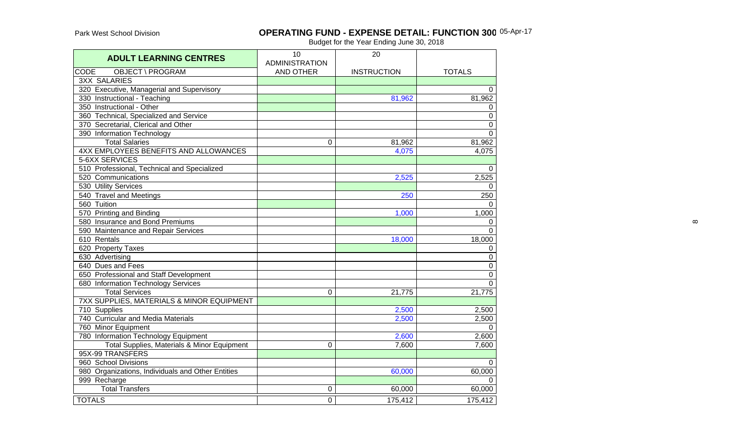Park West School Division

# OPERATING FUND - EXPENSE DETAIL: FUNCTION 300

05-Apr-17

Budget for the Year Ending June 30, 2018

| ADULT LEARNING CENTRES | 10 ADMINISTRATION | 20 | |
|---|---|---|---|
| CODE OBJECT \ PROGRAM | AND OTHER | INSTRUCTION | TOTALS |
| 3XX SALARIES | | | |
| 320 Executive, Managerial and Supervisory | | | 0 |
| 330 Instructional - Teaching | | 81,962 | 81,962 |
| 350 Instructional - Other | | | 0 |
| 360 Technical, Specialized and Service | | | 0 |
| 370 Secretarial, Clerical and Other | | | 0 |
| 390 Information Technology | | | 0 |
| Total Salaries | 0 | 81,962 | 81,962 |
| 4XX EMPLOYEES BENEFITS AND ALLOWANCES | | 4,075 | 4,075 |
| 5-6XX SERVICES | | | |
| 510 Professional, Technical and Specialized | | | 0 |
| 520 Communications | | 2,525 | 2,525 |
| 530 Utility Services | | | 0 |
| 540 Travel and Meetings | | 250 | 250 |
| 560 Tuition | | | 0 |
| 570 Printing and Binding | | 1,000 | 1,000 |
| 580 Insurance and Bond Premiums | | | 0 |
| 590 Maintenance and Repair Services | | | 0 |
| 610 Rentals | | 18,000 | 18,000 |
| 620 Property Taxes | | | 0 |
| 630 Advertising | | | 0 |
| 640 Dues and Fees | | | 0 |
| 650 Professional and Staff Development | | | 0 |
| 680 Information Technology Services | | | 0 |
| Total Services | 0 | 21,775 | 21,775 |
| 7XX SUPPLIES, MATERIALS & MINOR EQUIPMENT | | | |
| 710 Supplies | | 2,500 | 2,500 |
| 740 Curricular and Media Materials | | 2,500 | 2,500 |
| 760 Minor Equipment | | | 0 |
| 780 Information Technology Equipment | | 2,600 | 2,600 |
| Total Supplies, Materials & Minor Equipment | 0 | 7,600 | 7,600 |
| 95X-99 TRANSFERS | | | |
| 960 School Divisions | | | 0 |
| 980 Organizations, Individuals and Other Entities | | 60,000 | 60,000 |
| 999 Recharge | | | 0 |
| Total Transfers | 0 | 60,000 | 60,000 |
| TOTALS | 0 | 175,412 | 175,412 |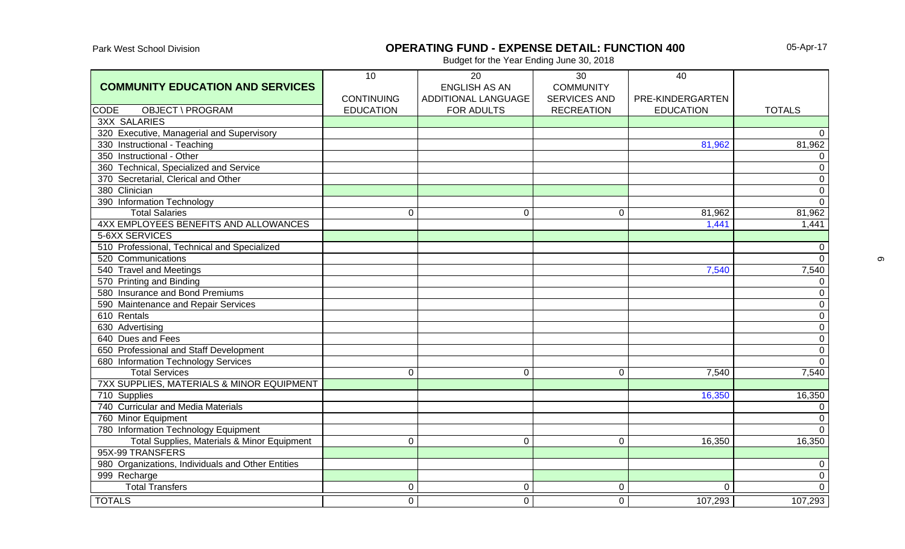Park West School Division

# OPERATING FUND - EXPENSE DETAIL: FUNCTION 400

Budget for the Year Ending June 30, 2018

05-Apr-17

| COMMUNITY EDUCATION AND SERVICES | 10 | 20 | 30 | 40 | |
|---|---|---|---|---|---|
| | CONTINUING | ENGLISH AS AN ADDITIONAL LANGUAGE | COMMUNITY SERVICES AND | PRE-KINDERGARTEN | |
| CODE OBJECT \ PROGRAM | EDUCATION | FOR ADULTS | RECREATION | EDUCATION | TOTALS |
| 3XX SALARIES | | | | | |
| 320 Executive, Managerial and Supervisory | | | | | 0 |
| 330 Instructional - Teaching | | | | 81,962 | 81,962 |
| 350 Instructional - Other | | | | | 0 |
| 360 Technical, Specialized and Service | | | | | 0 |
| 370 Secretarial, Clerical and Other | | | | | 0 |
| 380 Clinician | | | | | 0 |
| 390 Information Technology | | | | | 0 |
| Total Salaries | 0 | 0 | 0 | 81,962 | 81,962 |
| 4XX EMPLOYEES BENEFITS AND ALLOWANCES | | | | 1,441 | 1,441 |
| 5-6XX SERVICES | | | | | |
| 510 Professional, Technical and Specialized | | | | | 0 |
| 520 Communications | | | | | 0 |
| 540 Travel and Meetings | | | | 7,540 | 7,540 |
| 570 Printing and Binding | | | | | 0 |
| 580 Insurance and Bond Premiums | | | | | 0 |
| 590 Maintenance and Repair Services | | | | | 0 |
| 610 Rentals | | | | | 0 |
| 630 Advertising | | | | | 0 |
| 640 Dues and Fees | | | | | 0 |
| 650 Professional and Staff Development | | | | | 0 |
| 680 Information Technology Services | | | | | 0 |
| Total Services | 0 | 0 | 0 | 7,540 | 7,540 |
| 7XX SUPPLIES, MATERIALS & MINOR EQUIPMENT | | | | | |
| 710 Supplies | | | | 16,350 | 16,350 |
| 740 Curricular and Media Materials | | | | | 0 |
| 760 Minor Equipment | | | | | 0 |
| 780 Information Technology Equipment | | | | | 0 |
| Total Supplies, Materials & Minor Equipment | 0 | 0 | 0 | 16,350 | 16,350 |
| 95X-99 TRANSFERS | | | | | |
| 980 Organizations, Individuals and Other Entities | | | | | 0 |
| 999 Recharge | | | | | 0 |
| Total Transfers | 0 | 0 | 0 | 0 | 0 |
| TOTALS | 0 | 0 | 0 | 107,293 | 107,293 |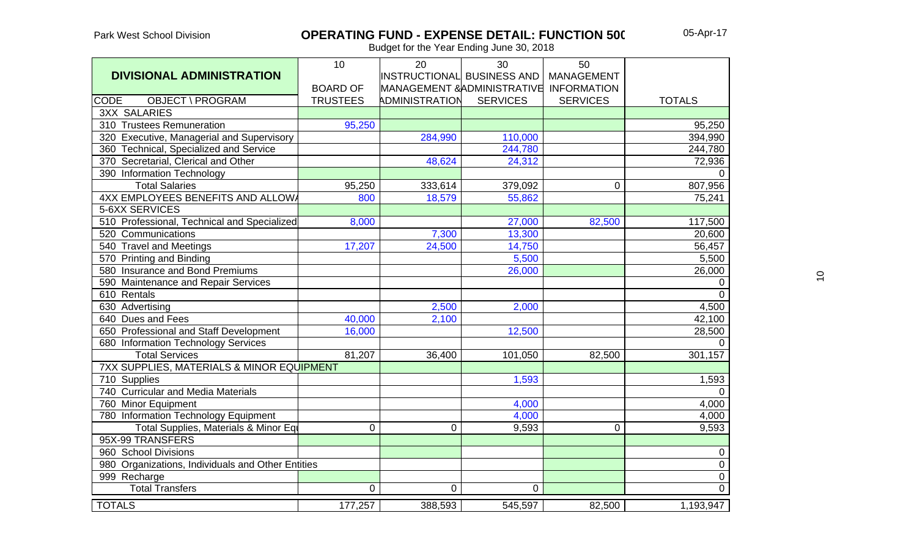Park West School Division

# OPERATING FUND - EXPENSE DETAIL: FUNCTION 500

Budget for the Year Ending June 30, 2018

05-Apr-17

| DIVISIONAL ADMINISTRATION | 10 | 20 | 30 | 50 | |
|---|---|---|---|---|---|
| | BOARD OF | INSTRUCTIONAL MANAGEMENT & | BUSINESS AND ADMINISTRATIVE | MANAGEMENT INFORMATION | |
| CODE OBJECT \ PROGRAM | TRUSTEES | ADMINISTRATION | SERVICES | SERVICES | TOTALS |
| 3XX SALARIES | | | | | |
| 310 Trustees Remuneration | 95,250 | | | | 95,250 |
| 320 Executive, Managerial and Supervisory | | 284,990 | 110,000 | | 394,990 |
| 360 Technical, Specialized and Service | | | 244,780 | | 244,780 |
| 370 Secretarial, Clerical and Other | | 48,624 | 24,312 | | 72,936 |
| 390 Information Technology | | | | | 0 |
| Total Salaries | 95,250 | 333,614 | 379,092 | 0 | 807,956 |
| 4XX EMPLOYEES BENEFITS AND ALLOWANCES | 800 | 18,579 | 55,862 | | 75,241 |
| 5-6XX SERVICES | | | | | |
| 510 Professional, Technical and Specialized | 8,000 | | 27,000 | 82,500 | 117,500 |
| 520 Communications | | 7,300 | 13,300 | | 20,600 |
| 540 Travel and Meetings | 17,207 | 24,500 | 14,750 | | 56,457 |
| 570 Printing and Binding | | | 5,500 | | 5,500 |
| 580 Insurance and Bond Premiums | | | 26,000 | | 26,000 |
| 590 Maintenance and Repair Services | | | | | 0 |
| 610 Rentals | | | | | 0 |
| 630 Advertising | | 2,500 | 2,000 | | 4,500 |
| 640 Dues and Fees | 40,000 | 2,100 | | | 42,100 |
| 650 Professional and Staff Development | 16,000 | | 12,500 | | 28,500 |
| 680 Information Technology Services | | | | | 0 |
| Total Services | 81,207 | 36,400 | 101,050 | 82,500 | 301,157 |
| 7XX SUPPLIES, MATERIALS & MINOR EQUIPMENT | | | | | |
| 710 Supplies | | | 1,593 | | 1,593 |
| 740 Curricular and Media Materials | | | | | 0 |
| 760 Minor Equipment | | | 4,000 | | 4,000 |
| 780 Information Technology Equipment | | | 4,000 | | 4,000 |
| Total Supplies, Materials & Minor Equipment | 0 | 0 | 9,593 | 0 | 9,593 |
| 95X-99 TRANSFERS | | | | | |
| 960 School Divisions | | | | | 0 |
| 980 Organizations, Individuals and Other Entities | | | | | 0 |
| 999 Recharge | | | | | 0 |
| Total Transfers | 0 | 0 | 0 | | 0 |
| TOTALS | 177,257 | 388,593 | 545,597 | 82,500 | 1,193,947 |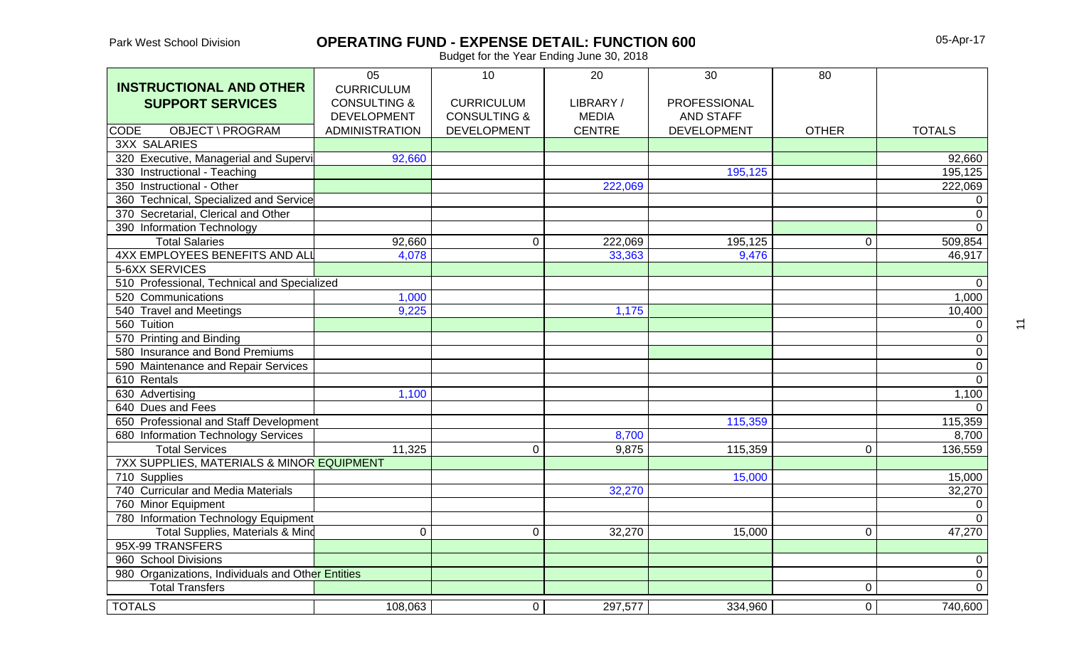Park West School Division

# OPERATING FUND - EXPENSE DETAIL: FUNCTION 600

Budget for the Year Ending June 30, 2018

05-Apr-17

| INSTRUCTIONAL AND OTHER SUPPORT SERVICES | 05 | 10 | 20 | 30 | 80 | |
|---|---|---|---|---|---|---|
| CODE OBJECT \ PROGRAM | CURRICULUM CONSULTING & DEVELOPMENT ADMINISTRATION | CURRICULUM CONSULTING & DEVELOPMENT | LIBRARY / MEDIA CENTRE | PROFESSIONAL AND STAFF DEVELOPMENT | OTHER | TOTALS |
| 3XX SALARIES | | | | | | |
| 320 Executive, Managerial and Supervi | 92,660 | | | | | 92,660 |
| 330 Instructional - Teaching | | | | 195,125 | | 195,125 |
| 350 Instructional - Other | | | 222,069 | | | 222,069 |
| 360 Technical, Specialized and Service | | | | | | 0 |
| 370 Secretarial, Clerical and Other | | | | | | 0 |
| 390 Information Technology | | | | | | 0 |
| Total Salaries | 92,660 | 0 | 222,069 | 195,125 | 0 | 509,854 |
| 4XX EMPLOYEES BENEFITS AND ALL | 4,078 | | 33,363 | 9,476 | | 46,917 |
| 5-6XX SERVICES | | | | | | |
| 510 Professional, Technical and Specialized | | | | | | 0 |
| 520 Communications | 1,000 | | | | | 1,000 |
| 540 Travel and Meetings | 9,225 | | 1,175 | | | 10,400 |
| 560 Tuition | | | | | | 0 |
| 570 Printing and Binding | | | | | | 0 |
| 580 Insurance and Bond Premiums | | | | | | 0 |
| 590 Maintenance and Repair Services | | | | | | 0 |
| 610 Rentals | | | | | | 0 |
| 630 Advertising | 1,100 | | | | | 1,100 |
| 640 Dues and Fees | | | | | | 0 |
| 650 Professional and Staff Development | | | | 115,359 | | 115,359 |
| 680 Information Technology Services | | | 8,700 | | | 8,700 |
| Total Services | 11,325 | 0 | 9,875 | 115,359 | 0 | 136,559 |
| 7XX SUPPLIES, MATERIALS & MINOR EQUIPMENT | | | | | | |
| 710 Supplies | | | | 15,000 | | 15,000 |
| 740 Curricular and Media Materials | | | 32,270 | | | 32,270 |
| 760 Minor Equipment | | | | | | 0 |
| 780 Information Technology Equipment | | | | | | 0 |
| Total Supplies, Materials & Mino | 0 | 0 | 32,270 | 15,000 | 0 | 47,270 |
| 95X-99 TRANSFERS | | | | | | |
| 960 School Divisions | | | | | | 0 |
| 980 Organizations, Individuals and Other Entities | | | | | | 0 |
| Total Transfers | | | | | 0 | 0 |
| TOTALS | 108,063 | 0 | 297,577 | 334,960 | 0 | 740,600 |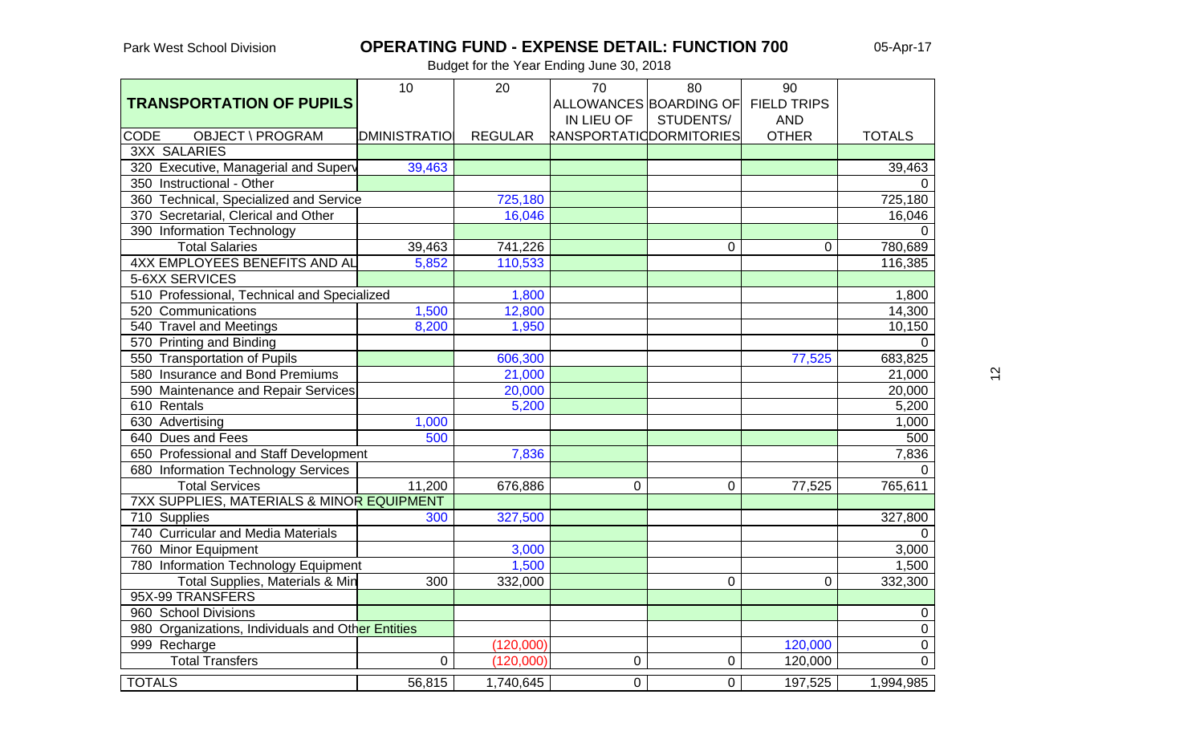Park West School Division

# OPERATING FUND - EXPENSE DETAIL: FUNCTION 700

05-Apr-17

Budget for the Year Ending June 30, 2018

| TRANSPORTATION OF PUPILS | 10 | 20 | 70 | 80 | 90 | |
|---|---|---|---|---|---|---|
| | | | ALLOWANCES IN LIEU OF | BOARDING OF STUDENTS/ | FIELD TRIPS AND | |
| CODE OBJECT \ PROGRAM | ADMINISTRATION | REGULAR | TRANSPORTATION | DORMITORIES | OTHER | TOTALS |
| 3XX SALARIES | | | | | | |
| 320 Executive, Managerial and Supervisory | 39,463 | | | | | 39,463 |
| 350 Instructional - Other | | | | | | 0 |
| 360 Technical, Specialized and Service | | 725,180 | | | | 725,180 |
| 370 Secretarial, Clerical and Other | | 16,046 | | | | 16,046 |
| 390 Information Technology | | | | | | 0 |
| Total Salaries | 39,463 | 741,226 | | 0 | 0 | 780,689 |
| 4XX EMPLOYEES BENEFITS AND ALLOWANCES | 5,852 | 110,533 | | | | 116,385 |
| 5-6XX SERVICES | | | | | | |
| 510 Professional, Technical and Specialized | | 1,800 | | | | 1,800 |
| 520 Communications | 1,500 | 12,800 | | | | 14,300 |
| 540 Travel and Meetings | 8,200 | 1,950 | | | | 10,150 |
| 570 Printing and Binding | | | | | | 0 |
| 550 Transportation of Pupils | | 606,300 | | | 77,525 | 683,825 |
| 580 Insurance and Bond Premiums | | 21,000 | | | | 21,000 |
| 590 Maintenance and Repair Services | | 20,000 | | | | 20,000 |
| 610 Rentals | | 5,200 | | | | 5,200 |
| 630 Advertising | 1,000 | | | | | 1,000 |
| 640 Dues and Fees | 500 | | | | | 500 |
| 650 Professional and Staff Development | | 7,836 | | | | 7,836 |
| 680 Information Technology Services | | | | | | 0 |
| Total Services | 11,200 | 676,886 | 0 | 0 | 77,525 | 765,611 |
| 7XX SUPPLIES, MATERIALS & MINOR EQUIPMENT | | | | | | |
| 710 Supplies | 300 | 327,500 | | | | 327,800 |
| 740 Curricular and Media Materials | | | | | | 0 |
| 760 Minor Equipment | | 3,000 | | | | 3,000 |
| 780 Information Technology Equipment | | 1,500 | | | | 1,500 |
| Total Supplies, Materials & Minor Equipment | 300 | 332,000 | | 0 | 0 | 332,300 |
| 95X-99 TRANSFERS | | | | | | |
| 960 School Divisions | | | | | | 0 |
| 980 Organizations, Individuals and Other Entities | | | | | | 0 |
| 999 Recharge | | (120,000) | | | 120,000 | 0 |
| Total Transfers | 0 | (120,000) | 0 | 0 | 120,000 | 0 |
| TOTALS | 56,815 | 1,740,645 | 0 | 0 | 197,525 | 1,994,985 |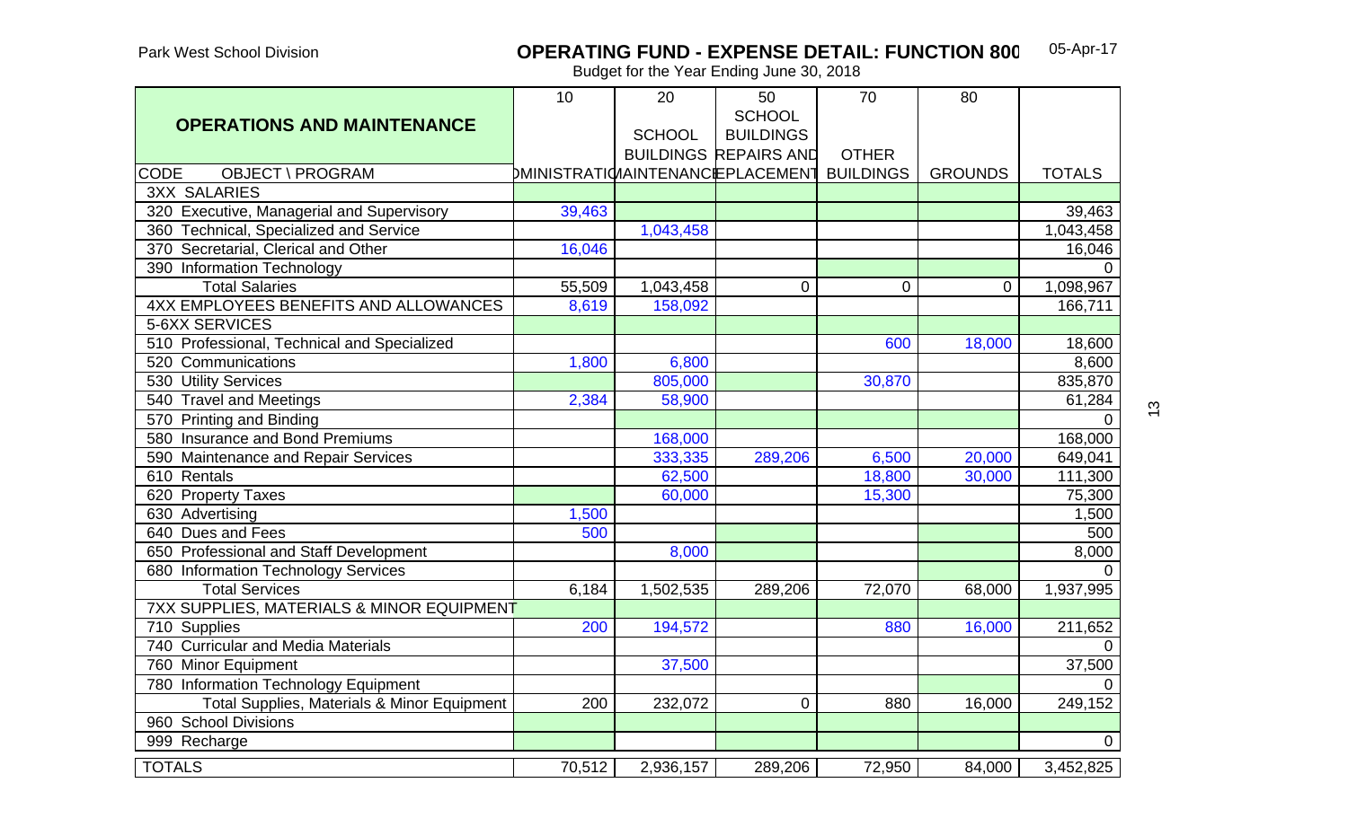Park West School Division

# OPERATING FUND - EXPENSE DETAIL: FUNCTION 800

05-Apr-17

Budget for the Year Ending June 30, 2018

| OPERATIONS AND MAINTENANCE | 10 | 20 | 50 | 70 | 80 | |
|---|---|---|---|---|---|---|
| CODE OBJECT \ PROGRAM | ADMINISTRATION | SCHOOL BUILDINGS MAINTENANCE | SCHOOL BUILDINGS REPAIRS AND REPLACEMENT | OTHER BUILDINGS | GROUNDS | TOTALS |
| 3XX SALARIES | | | | | | |
| 320 Executive, Managerial and Supervisory | 39,463 | | | | | 39,463 |
| 360 Technical, Specialized and Service | | 1,043,458 | | | | 1,043,458 |
| 370 Secretarial, Clerical and Other | 16,046 | | | | | 16,046 |
| 390 Information Technology | | | | | | 0 |
| Total Salaries | 55,509 | 1,043,458 | 0 | 0 | 0 | 1,098,967 |
| 4XX EMPLOYEES BENEFITS AND ALLOWANCES | 8,619 | 158,092 | | | | 166,711 |
| 5-6XX SERVICES | | | | | | |
| 510 Professional, Technical and Specialized | | | | 600 | 18,000 | 18,600 |
| 520 Communications | 1,800 | 6,800 | | | | 8,600 |
| 530 Utility Services | | 805,000 | | 30,870 | | 835,870 |
| 540 Travel and Meetings | 2,384 | 58,900 | | | | 61,284 |
| 570 Printing and Binding | | | | | | 0 |
| 580 Insurance and Bond Premiums | | 168,000 | | | | 168,000 |
| 590 Maintenance and Repair Services | | 333,335 | 289,206 | 6,500 | 20,000 | 649,041 |
| 610 Rentals | | 62,500 | | 18,800 | 30,000 | 111,300 |
| 620 Property Taxes | | 60,000 | | 15,300 | | 75,300 |
| 630 Advertising | 1,500 | | | | | 1,500 |
| 640 Dues and Fees | 500 | | | | | 500 |
| 650 Professional and Staff Development | | 8,000 | | | | 8,000 |
| 680 Information Technology Services | | | | | | 0 |
| Total Services | 6,184 | 1,502,535 | 289,206 | 72,070 | 68,000 | 1,937,995 |
| 7XX SUPPLIES, MATERIALS & MINOR EQUIPMENT | | | | | | |
| 710 Supplies | 200 | 194,572 | | 880 | 16,000 | 211,652 |
| 740 Curricular and Media Materials | | | | | | 0 |
| 760 Minor Equipment | | 37,500 | | | | 37,500 |
| 780 Information Technology Equipment | | | | | | 0 |
| Total Supplies, Materials & Minor Equipment | 200 | 232,072 | 0 | 880 | 16,000 | 249,152 |
| 960 School Divisions | | | | | | |
| 999 Recharge | | | | | | 0 |
| TOTALS | 70,512 | 2,936,157 | 289,206 | 72,950 | 84,000 | 3,452,825 |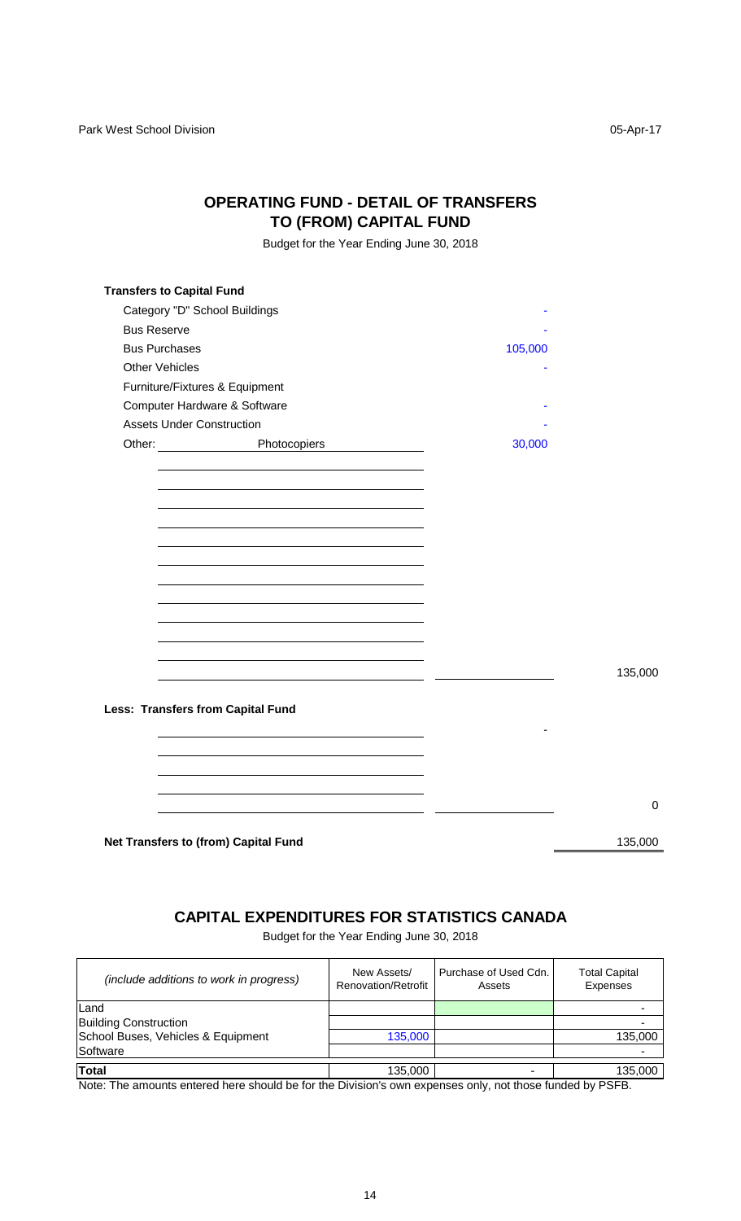## OPERATING FUND - DETAIL OF TRANSFERS TO (FROM) CAPITAL FUND

Budget for the Year Ending June 30, 2018

**Transfers to Capital Fund**

| | | |
|---|---|---|
| Category "D" School Buildings | - | |
| Bus Reserve | - | |
| Bus Purchases | 105,000 | |
| Other Vehicles | - | |
| Furniture/Fixtures & Equipment | | |
| Computer Hardware & Software | - | |
| Assets Under Construction | - | |
| Other: Photocopiers | 30,000 | |
| | | 135,000 |

**Less: Transfers from Capital Fund**

| | | |
|---|---|---|
| | - | |
| | | 0 |

| | |
|---|---|
| **Net Transfers to (from) Capital Fund** | 135,000 |

## CAPITAL EXPENDITURES FOR STATISTICS CANADA

Budget for the Year Ending June 30, 2018

| *(include additions to work in progress)* | New Assets/ Renovation/Retrofit | Purchase of Used Cdn. Assets | Total Capital Expenses |
|---|---|---|---|
| Land | | | - |
| Building Construction | | | - |
| School Buses, Vehicles & Equipment | 135,000 | | 135,000 |
| Software | | | - |
| **Total** | 135,000 | - | 135,000 |

Note: The amounts entered here should be for the Division's own expenses only, not those funded by PSFB.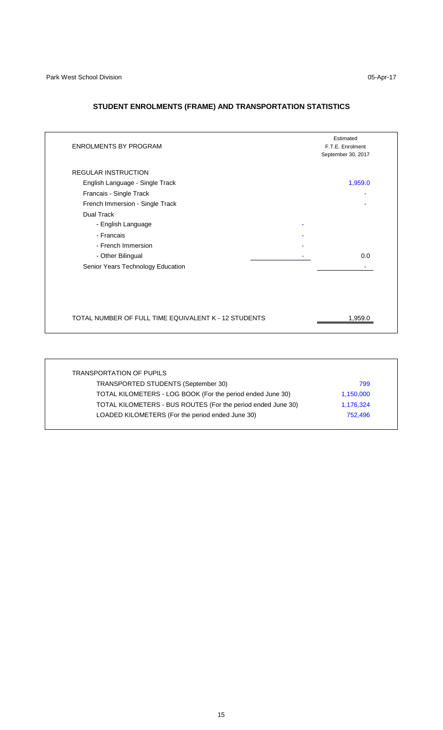Park West School Division 05-Apr-17

# STUDENT ENROLMENTS (FRAME) AND TRANSPORTATION STATISTICS

| ENROLMENTS BY PROGRAM | | Estimated F.T.E. Enrolment September 30, 2017 |
|---|---|---|
| REGULAR INSTRUCTION | | |
| English Language - Single Track | | 1,959.0 |
| Francais - Single Track | | - |
| French Immersion - Single Track | | - |
| Dual Track | | |
| - English Language | - | |
| - Francais | - | |
| - French Immersion | - | |
| - Other Bilingual | - | 0.0 |
| Senior Years Technology Education | | - |
| TOTAL NUMBER OF FULL TIME EQUIVALENT K - 12 STUDENTS | | 1,959.0 |

| TRANSPORTATION OF PUPILS | |
|---|---|
| TRANSPORTED STUDENTS (September 30) | 799 |
| TOTAL KILOMETERS - LOG BOOK (For the period ended June 30) | 1,150,000 |
| TOTAL KILOMETERS - BUS ROUTES (For the period ended June 30) | 1,176,324 |
| LOADED KILOMETERS (For the period ended June 30) | 752,496 |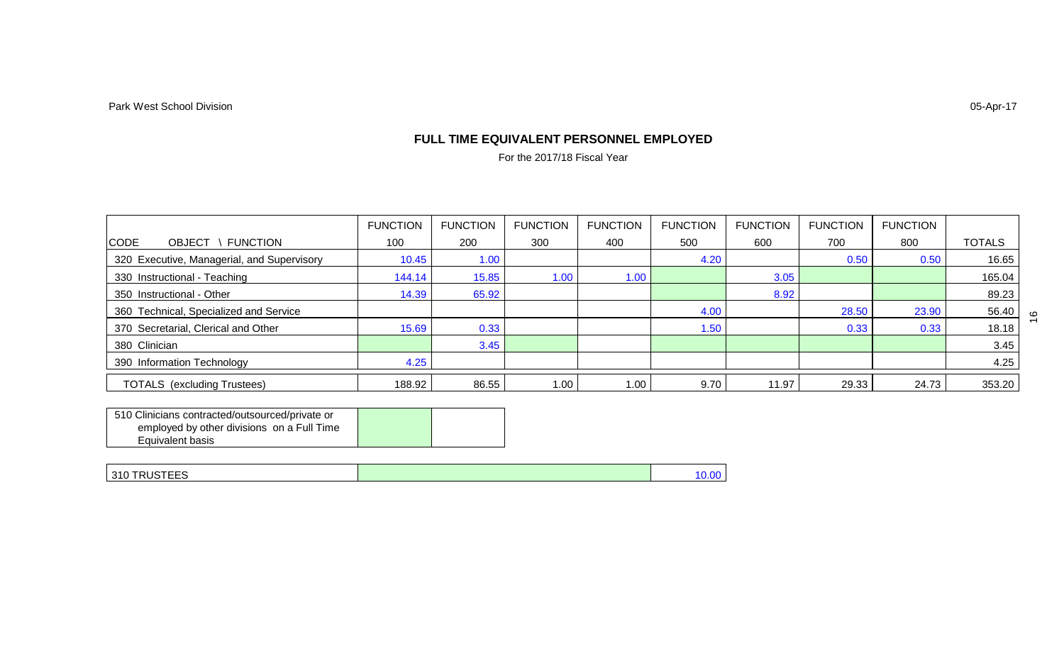Park West School Division

05-Apr-17

## FULL TIME EQUIVALENT PERSONNEL EMPLOYED

For the 2017/18 Fiscal Year

| CODE OBJECT \ FUNCTION | FUNCTION 100 | FUNCTION 200 | FUNCTION 300 | FUNCTION 400 | FUNCTION 500 | FUNCTION 600 | FUNCTION 700 | FUNCTION 800 | TOTALS |
|---|---|---|---|---|---|---|---|---|---|
| 320 Executive, Managerial, and Supervisory | 10.45 | 1.00 | | | 4.20 | | 0.50 | 0.50 | 16.65 |
| 330 Instructional - Teaching | 144.14 | 15.85 | 1.00 | 1.00 | | 3.05 | | | 165.04 |
| 350 Instructional - Other | 14.39 | 65.92 | | | | 8.92 | | | 89.23 |
| 360 Technical, Specialized and Service | | | | | 4.00 | | 28.50 | 23.90 | 56.40 |
| 370 Secretarial, Clerical and Other | 15.69 | 0.33 | | | 1.50 | | 0.33 | 0.33 | 18.18 |
| 380 Clinician | | 3.45 | | | | | | | 3.45 |
| 390 Information Technology | 4.25 | | | | | | | | 4.25 |
| TOTALS (excluding Trustees) | 188.92 | 86.55 | 1.00 | 1.00 | 9.70 | 11.97 | 29.33 | 24.73 | 353.20 |

| | | |
|---|---|---|
| 510 Clinicians contracted/outsourced/private or employed by other divisions on a Full Time Equivalent basis | | |

| | | |
|---|---|---|
| 310 TRUSTEES | | 10.00 |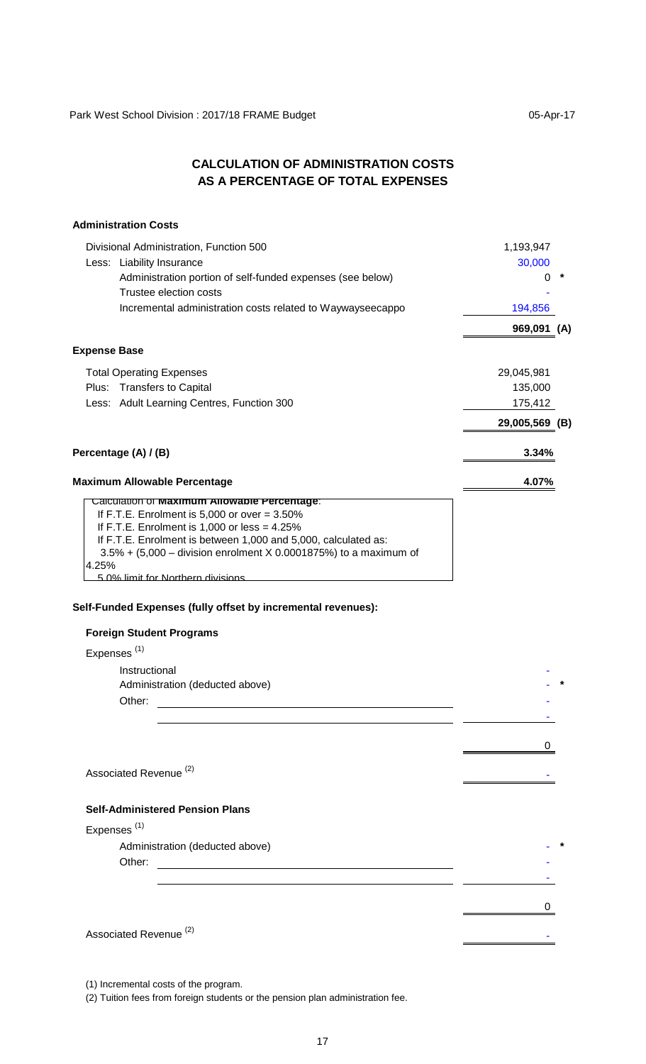# CALCULATION OF ADMINISTRATION COSTS AS A PERCENTAGE OF TOTAL EXPENSES

**Administration Costs**

| | | |
|---|---|---|
| Divisional Administration, Function 500 | 1,193,947 | |
| Less: Liability Insurance | 30,000 | |
| Administration portion of self-funded expenses (see below) | 0 | * |
| Trustee election costs | - | |
| Incremental administration costs related to Waywayseecappo | 194,856 | |
| | **969,091** | **(A)** |

**Expense Base**

| | | |
|---|---|---|
| Total Operating Expenses | 29,045,981 | |
| Plus: Transfers to Capital | 135,000 | |
| Less: Adult Learning Centres, Function 300 | 175,412 | |
| | **29,005,569** | **(B)** |

| | |
|---|---|
| **Percentage (A) / (B)** | **3.34%** |
| **Maximum Allowable Percentage** | **4.07%** |

Calculation of **Maximum Allowable Percentage**:
If F.T.E. Enrolment is 5,000 or over = 3.50%
If F.T.E. Enrolment is 1,000 or less = 4.25%
If F.T.E. Enrolment is between 1,000 and 5,000, calculated as:
3.5% + (5,000 – division enrolment X 0.0001875%) to a maximum of 4.25%
5.0% limit for Northern divisions

**Self-Funded Expenses (fully offset by incremental revenues):**

**Foreign Student Programs**

| | | |
|---|---|---|
| Expenses [(1)] | | |
| Instructional | - | |
| Administration (deducted above) | - | * |
| Other: | - | |
| | - | |
| | 0 | |
| Associated Revenue [(2)] | - | |

**Self-Administered Pension Plans**

| | | |
|---|---|---|
| Expenses [(1)] | | |
| Administration (deducted above) | - | * |
| Other: | - | |
| | - | |
| | 0 | |
| Associated Revenue [(2)] | - | |

(1) Incremental costs of the program.

(2) Tuition fees from foreign students or the pension plan administration fee.